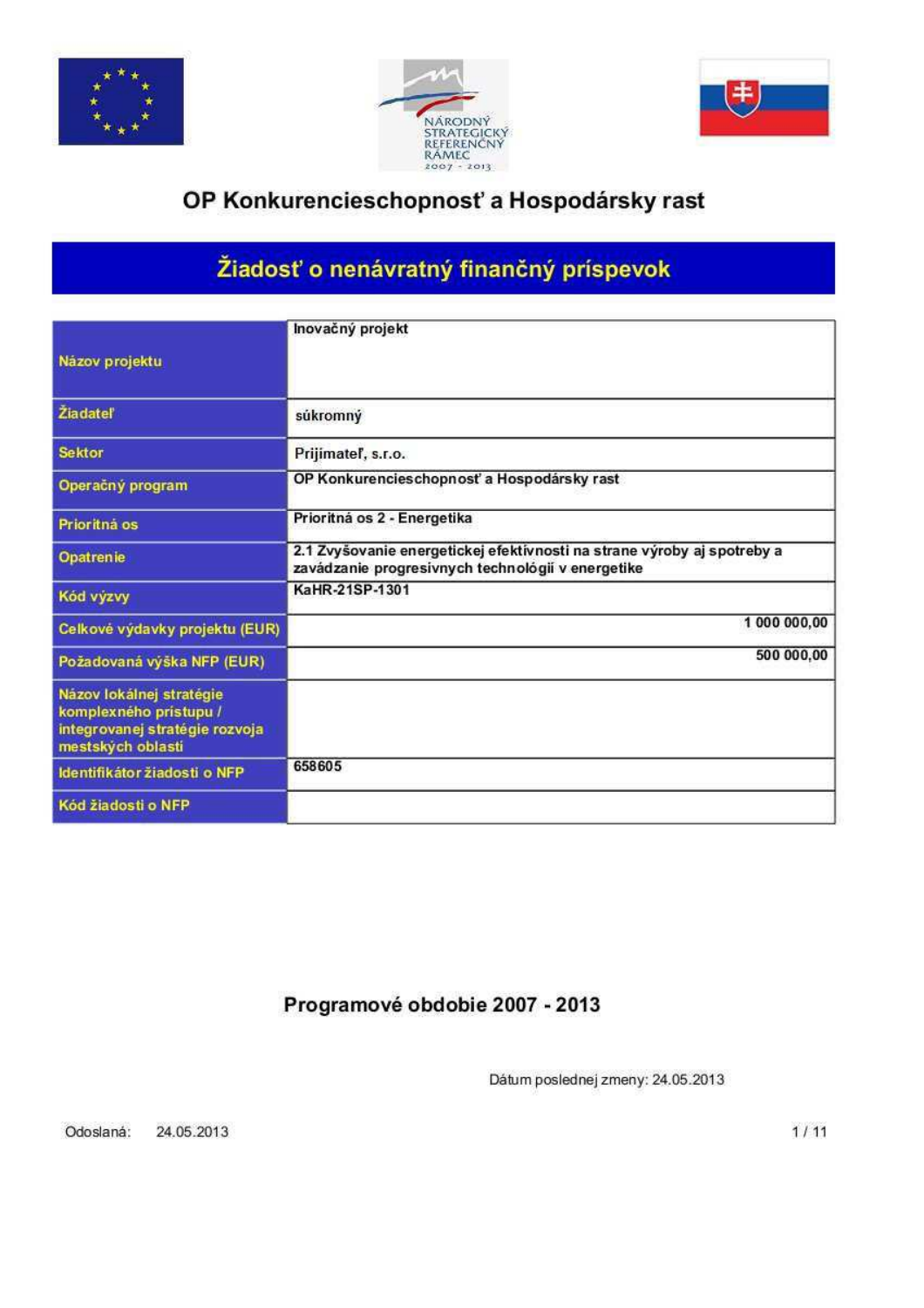NÁRODNÝ STRATEGICKÝ REFERENČNÝ RÁMEC 2007 - 2013

# OP Konkurencieschopnosť a Hospodársky rast

## Žiadosť o nenávratný finančný príspevok

| | |
|---|---|
| Názov projektu | Inovačný projekt |
| Žiadateľ | súkromný |
| Sektor | Prijímateľ, s.r.o. |
| Operačný program | OP Konkurencieschopnosť a Hospodársky rast |
| Prioritná os | Prioritná os 2 - Energetika |
| Opatrenie | 2.1 Zvyšovanie energetickej efektívnosti na strane výroby aj spotreby a zavádzanie progresívnych technológií v energetike |
| Kód výzvy | KaHR-21SP-1301 |
| Celkové výdavky projektu (EUR) | 1 000 000,00 |
| Požadovaná výška NFP (EUR) | 500 000,00 |
| Názov lokálnej stratégie komplexného prístupu / integrovanej stratégie rozvoja mestských oblastí | |
| Identifikátor žiadosti o NFP | 658605 |
| Kód žiadosti o NFP | |

**Programové obdobie 2007 - 2013**

Dátum poslednej zmeny: 24.05.2013

Odoslaná: 24.05.2013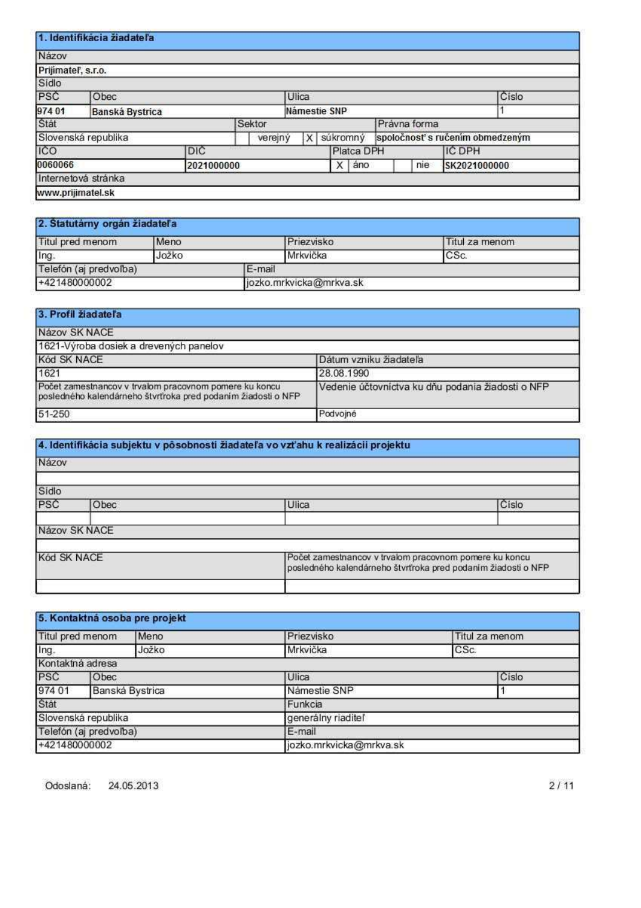## 1. Identifikácia žiadateľa

| Názov | | | | | | |
|---|---|---|---|---|---|---|
| Prijímateľ, s.r.o. | | | | | | |

**Sídlo**

| PSČ | Obec | Ulica | Číslo |
|---|---|---|---|
| 974 01 | Banská Bystrica | Námestie SNP | 1 |

| Štát | Sektor | Právna forma |
|---|---|---|
| Slovenská republika | verejný / X súkromný | spoločnosť s ručením obmedzeným |

| IČO | DIČ | Platca DPH | IČ DPH |
|---|---|---|---|
| 0060066 | 2021000000 | X áno / nie | SK2021000000 |

| Internetová stránka |
|---|
| www.prijimatel.sk |

## 2. Štatutárny orgán žiadateľa

| Titul pred menom | Meno | Priezvisko | Titul za menom |
|---|---|---|---|
| Ing. | Jožko | Mrkvička | CSc. |

| Telefón (aj predvoľba) | E-mail |
|---|---|
| +421480000002 | jozko.mrkvicka@mrkva.sk |

## 3. Profil žiadateľa

| Názov SK NACE | |
|---|---|
| 1621-Výroba dosiek a drevených panelov | |

| Kód SK NACE | Dátum vzniku žiadateľa |
|---|---|
| 1621 | 28.08.1990 |

| Počet zamestnancov v trvalom pracovnom pomere ku koncu posledného kalendárneho štvrťroka pred podaním žiadosti o NFP | Vedenie účtovníctva ku dňu podania žiadosti o NFP |
|---|---|
| 51-250 | Podvojné |

## 4. Identifikácia subjektu v pôsobnosti žiadateľa vo vzťahu k realizácii projektu

| Názov |
|---|
| |

**Sídlo**

| PSČ | Obec | Ulica | Číslo |
|---|---|---|---|
| | | | |

| Názov SK NACE |
|---|
| |

| Kód SK NACE | Počet zamestnancov v trvalom pracovnom pomere ku koncu posledného kalendárneho štvrťroka pred podaním žiadosti o NFP |
|---|---|
| | |

## 5. Kontaktná osoba pre projekt

| Titul pred menom | Meno | Priezvisko | Titul za menom |
|---|---|---|---|
| Ing. | Jožko | Mrkvička | CSc. |

**Kontaktná adresa**

| PSČ | Obec | Ulica | Číslo |
|---|---|---|---|
| 974 01 | Banská Bystrica | Námestie SNP | 1 |

| Štát | Funkcia |
|---|---|
| Slovenská republika | generálny riaditeľ |

| Telefón (aj predvoľba) | E-mail |
|---|---|
| +421480000002 | jozko.mrkvicka@mrkva.sk |

Odoslaná: 24.05.2013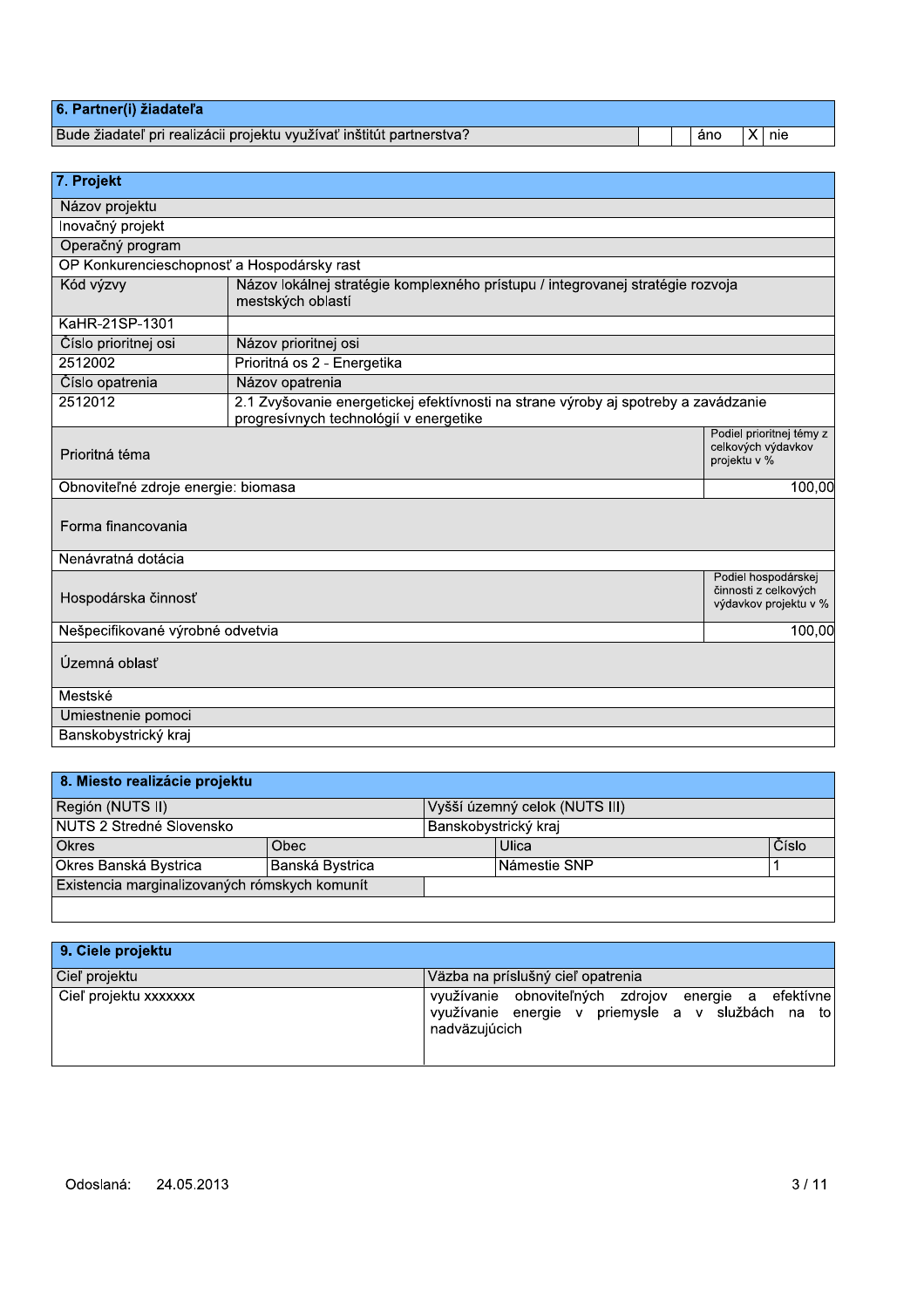| 6. Partner(i) žiadateľa | | | | |
|---|---|---|---|---|
| Bude žiadateľ pri realizácii projektu využívať inštitút partnerstva? | | áno | X | nie |

| 7. Projekt | | |
|---|---|---|
| Názov projektu | | |
| Inovačný projekt | | |
| Operačný program | | |
| OP Konkurencieschopnosť a Hospodársky rast | | |
| Kód výzvy | Názov lokálnej stratégie komplexného prístupu / integrovanej stratégie rozvoja mestských oblastí | |
| KaHR-21SP-1301 | | |
| Číslo prioritnej osi | Názov prioritnej osi | |
| 2512002 | Prioritná os 2 - Energetika | |
| Číslo opatrenia | Názov opatrenia | |
| 2512012 | 2.1 Zvyšovanie energetickej efektívnosti na strane výroby aj spotreby a zavádzanie progresívnych technológií v energetike | |
| Prioritná téma | | Podiel prioritnej témy z celkových výdavkov projektu v % |
| Obnoviteľné zdroje energie: biomasa | | 100,00 |
| Forma financovania | | |
| Nenávratná dotácia | | |
| Hospodárska činnosť | | Podiel hospodárskej činnosti z celkových výdavkov projektu v % |
| Nešpecifikované výrobné odvetvia | | 100,00 |
| Územná oblasť | | |
| Mestské | | |
| Umiestnenie pomoci | | |
| Banskobystrický kraj | | |

| 8. Miesto realizácie projektu | | | |
|---|---|---|---|
| Región (NUTS II) | | Vyšší územný celok (NUTS III) | |
| NUTS 2 Stredné Slovensko | | Banskobystrický kraj | |
| Okres | Obec | Ulica | Číslo |
| Okres Banská Bystrica | Banská Bystrica | Námestie SNP | 1 |
| Existencia marginalizovaných rómskych komunít | | | |
| | | | |

| 9. Ciele projektu | |
|---|---|
| Cieľ projektu | Väzba na príslušný cieľ opatrenia |
| Cieľ projektu xxxxxxx | využívanie obnoviteľných zdrojov energie a efektívne využívanie energie v priemysle a v službách na to nadväzujúcich |

Odoslaná: 24.05.2013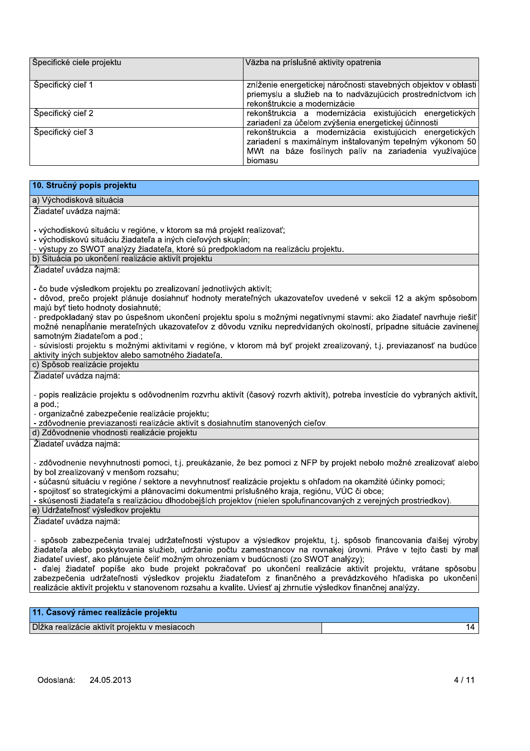| Špecifické ciele projektu | Väzba na príslušné aktivity opatrenia |
|---|---|
| Špecifický cieľ 1 | zníženie energetickej náročnosti stavebných objektov v oblasti priemyslu a služieb na to nadväzujúcich prostredníctvom ich rekonštrukcie a modernizácie |
| Špecifický cieľ 2 | rekonštrukcia a modernizácia existujúcich energetických zariadení za účelom zvýšenia energetickej účinnosti |
| Špecifický cieľ 3 | rekonštrukcia a modernizácia existujúcich energetických zariadení s maximálnym inštalovaným tepelným výkonom 50 MWt na báze fosílnych palív na zariadenia využívajúce biomasu |

## 10. Stručný popis projektu

### a) Východisková situácia

Žiadateľ uvádza najmä:

- východiskovú situáciu v regióne, v ktorom sa má projekt realizovať;
- východiskovú situáciu žiadateľa a iných cieľových skupín;
- výstupy zo SWOT analýzy žiadateľa, ktoré sú predpokladom na realizáciu projektu.

### b) Situácia po ukončení realizácie aktivít projektu

Žiadateľ uvádza najmä:

- čo bude výsledkom projektu po zrealizovaní jednotlivých aktivít;
- dôvod, prečo projekt plánuje dosiahnuť hodnoty merateľných ukazovateľov uvedené v sekcii 12 a akým spôsobom majú byť tieto hodnoty dosiahnuté;
- predpokladaný stav po úspešnom ukončení projektu spolu s možnými negatívnymi stavmi: ako žiadateľ navrhuje riešiť možné nenapĺňanie merateľných ukazovateľov z dôvodu vzniku nepredvídaných okolností, prípadne situácie zavinenej samotným žiadateľom a pod.;
- súvislosti projektu s možnými aktivitami v regióne, v ktorom má byť projekt zrealizovaný, t.j. previazanosť na budúce aktivity iných subjektov alebo samotného žiadateľa.

### c) Spôsob realizácie projektu

Žiadateľ uvádza najmä:

- popis realizácie projektu s odôvodnením rozvrhu aktivít (časový rozvrh aktivít), potreba investície do vybraných aktivít, a pod.;
- organizačné zabezpečenie realizácie projektu;
- zdôvodnenie previazanosti realizácie aktivít s dosiahnutím stanovených cieľov.

### d) Zdôvodnenie vhodnosti realizácie projektu

Žiadateľ uvádza najmä:

- zdôvodnenie nevyhnutnosti pomoci, t.j. preukázanie, že bez pomoci z NFP by projekt nebolo možné zrealizovať alebo by bol zrealizovaný v menšom rozsahu;
- súčasnú situáciu v regióne / sektore a nevyhnutnosť realizácie projektu s ohľadom na okamžité účinky pomoci;
- spojitosť so strategickými a plánovacími dokumentmi príslušného kraja, regiónu, VÚC či obce;
- skúsenosti žiadateľa s realizáciou dlhodobejších projektov (nielen spolufinancovaných z verejných prostriedkov).

### e) Udržateľnosť výsledkov projektu

Žiadateľ uvádza najmä:

- spôsob zabezpečenia trvalej udržateľnosti výstupov a výsledkov projektu, t.j. spôsob financovania ďalšej výroby žiadateľa alebo poskytovania služieb, udržanie počtu zamestnancov na rovnakej úrovni. Práve v tejto časti by mal žiadateľ uviesť, ako plánujete čeliť možným ohrozeniam v budúcnosti (zo SWOT analýzy);
- ďalej žiadateľ popíše ako bude projekt pokračovať po ukončení realizácie aktivít projektu, vrátane spôsobu zabezpečenia udržateľnosti výsledkov projektu žiadateľom z finančného a prevádzkového hľadiska po ukončení realizácie aktivít projektu v stanovenom rozsahu a kvalite. Uviesť aj zhrnutie výsledkov finančnej analýzy.

## 11. Časový rámec realizácie projektu

| Dĺžka realizácie aktivít projektu v mesiacoch | 14 |
|---|---|

Odoslaná: 24.05.2013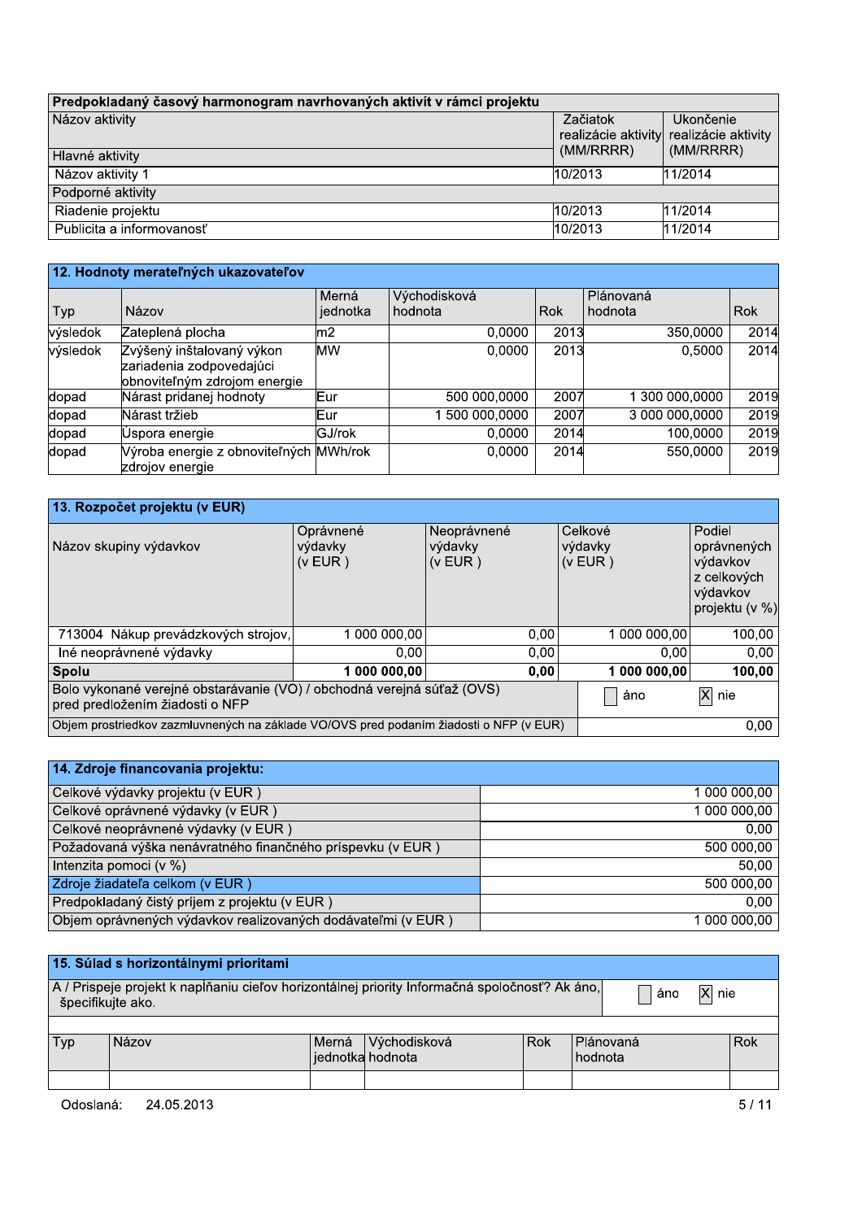| Predpokladaný časový harmonogram navrhovaných aktivít v rámci projektu | | |
|---|---|---|
| Názov aktivity | Začiatok realizácie aktivity (MM/RRRR) | Ukončenie realizácie aktivity (MM/RRRR) |
| Hlavné aktivity | | |
| Názov aktivity 1 | 10/2013 | 11/2014 |
| Podporné aktivity | | |
| Riadenie projektu | 10/2013 | 11/2014 |
| Publicita a informovanosť | 10/2013 | 11/2014 |

## 12. Hodnoty merateľných ukazovateľov

| Typ | Názov | Merná jednotka | Východisková hodnota | Rok | Plánovaná hodnota | Rok |
|---|---|---|---|---|---|---|
| výsledok | Zateplená plocha | m2 | 0,0000 | 2013 | 350,0000 | 2014 |
| výsledok | Zvýšený inštalovaný výkon zariadenia zodpovedajúci obnoviteľným zdrojom energie | MW | 0,0000 | 2013 | 0,5000 | 2014 |
| dopad | Nárast pridanej hodnoty | Eur | 500 000,0000 | 2007 | 1 300 000,0000 | 2019 |
| dopad | Nárast tržieb | Eur | 1 500 000,0000 | 2007 | 3 000 000,0000 | 2019 |
| dopad | Úspora energie | GJ/rok | 0,0000 | 2014 | 100,0000 | 2019 |
| dopad | Výroba energie z obnoviteľných zdrojov energie | MWh/rok | 0,0000 | 2014 | 550,0000 | 2019 |

## 13. Rozpočet projektu (v EUR)

| Názov skupiny výdavkov | Oprávnené výdavky (v EUR ) | Neoprávnené výdavky (v EUR ) | Celkové výdavky (v EUR ) | Podiel oprávnených výdavkov z celkových výdavkov projektu (v %) |
|---|---|---|---|---|
| 713004 Nákup prevádzkových strojov, | 1 000 000,00 | 0,00 | 1 000 000,00 | 100,00 |
| Iné neoprávnené výdavky | 0,00 | 0,00 | 0,00 | 0,00 |
| **Spolu** | **1 000 000,00** | **0,00** | **1 000 000,00** | **100,00** |

| | | |
|---|---|---|
| Bolo vykonané verejné obstarávanie (VO) / obchodná verejná súťaž (OVS) pred predložením žiadosti o NFP | ☐ áno | ☒ nie |
| Objem prostriedkov zazmluvnených na základe VO/OVS pred podaním žiadosti o NFP (v EUR) | | 0,00 |

## 14. Zdroje financovania projektu:

| | |
|---|---|
| Celkové výdavky projektu (v EUR ) | 1 000 000,00 |
| Celkové oprávnené výdavky (v EUR ) | 1 000 000,00 |
| Celkové neoprávnené výdavky (v EUR ) | 0,00 |
| Požadovaná výška nenávratného finančného príspevku (v EUR ) | 500 000,00 |
| Intenzita pomoci (v %) | 50,00 |
| Zdroje žiadateľa celkom (v EUR ) | 500 000,00 |
| Predpokladaný čistý príjem z projektu (v EUR ) | 0,00 |
| Objem oprávnených výdavkov realizovaných dodávateľmi (v EUR ) | 1 000 000,00 |

## 15. Súlad s horizontálnymi prioritami

| | | |
|---|---|---|
| A / Prispeje projekt k napĺňaniu cieľov horizontálnej priority Informačná spoločnosť? Ak áno, špecifikujte ako. | ☐ áno | ☒ nie |

| Typ | Názov | Merná jednotka | Východisková hodnota | Rok | Plánovaná hodnota | Rok |
|---|---|---|---|---|---|---|
| | | | | | | |

Odoslaná: 24.05.2013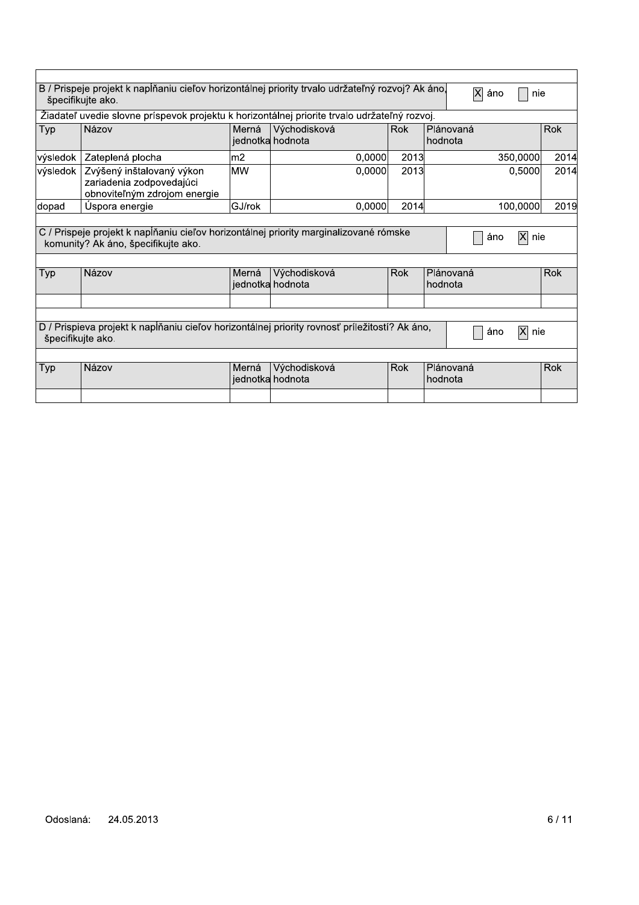B / Prispeje projekt k napĺňaniu cieľov horizontálnej priority trvalo udržateľný rozvoj? Ak áno, špecifikujte ako.

[X] áno [ ] nie

Žiadateľ uvedie slovne príspevok projektu k horizontálnej priorite trvalo udržateľný rozvoj.

| Typ | Názov | Merná jednotka | Východisková hodnota | Rok | Plánovaná hodnota | Rok |
|---|---|---|---|---|---|---|
| výsledok | Zateplená plocha | m2 | 0,0000 | 2013 | 350,0000 | 2014 |
| výsledok | Zvýšený inštalovaný výkon zariadenia zodpovedajúci obnoviteľným zdrojom energie | MW | 0,0000 | 2013 | 0,5000 | 2014 |
| dopad | Úspora energie | GJ/rok | 0,0000 | 2014 | 100,0000 | 2019 |

C / Prispeje projekt k napĺňaniu cieľov horizontálnej priority marginalizované rómske komunity? Ak áno, špecifikujte ako.

[ ] áno [X] nie

| Typ | Názov | Merná jednotka | Východisková hodnota | Rok | Plánovaná hodnota | Rok |
|---|---|---|---|---|---|---|
| | | | | | | |

D / Prispieva projekt k napĺňaniu cieľov horizontálnej priority rovnosť príležitostí? Ak áno, špecifikujte ako.

[ ] áno [X] nie

| Typ | Názov | Merná jednotka | Východisková hodnota | Rok | Plánovaná hodnota | Rok |
|---|---|---|---|---|---|---|
| | | | | | | |

Odoslaná: 24.05.2013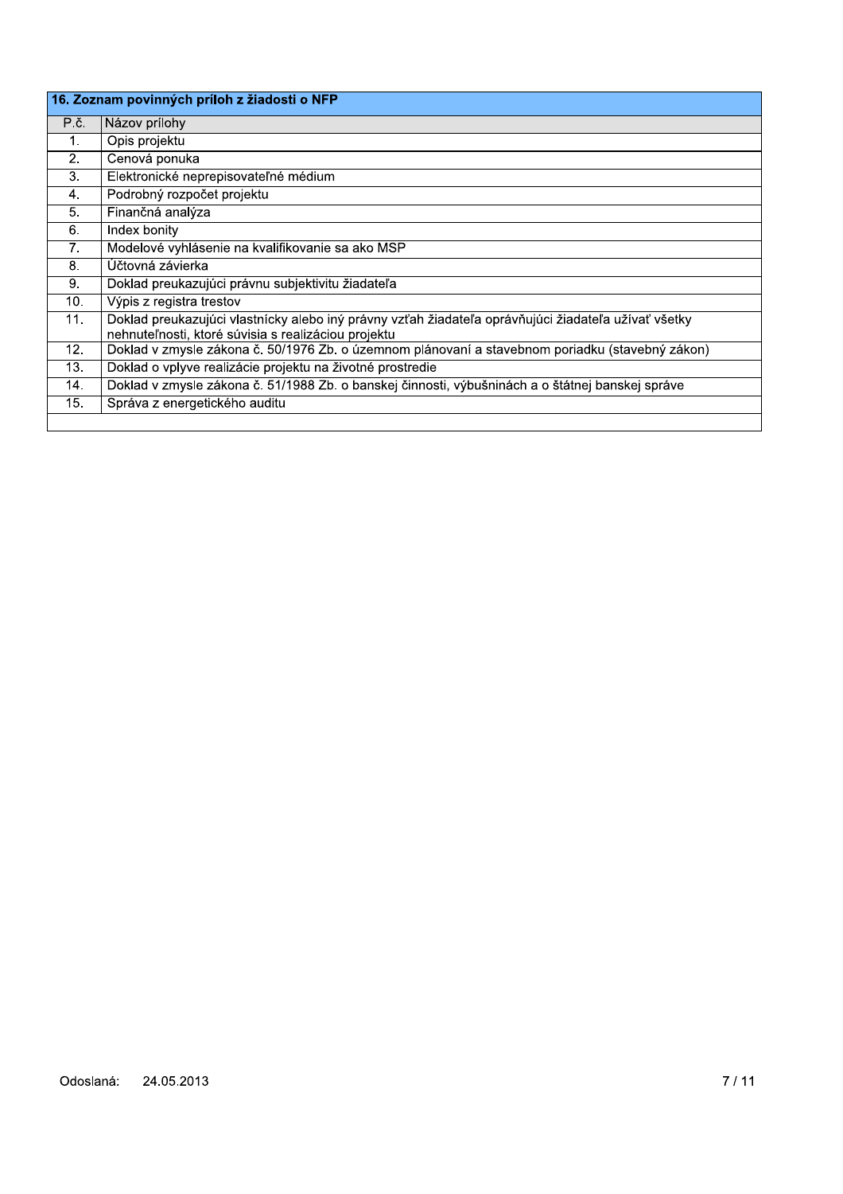| 16. Zoznam povinných príloh z žiadosti o NFP | |
|---|---|
| P.č. | Názov prílohy |
| 1. | Opis projektu |
| 2. | Cenová ponuka |
| 3. | Elektronické neprepisovateľné médium |
| 4. | Podrobný rozpočet projektu |
| 5. | Finančná analýza |
| 6. | Index bonity |
| 7. | Modelové vyhlásenie na kvalifikovanie sa ako MSP |
| 8. | Účtovná závierka |
| 9. | Doklad preukazujúci právnu subjektivitu žiadateľa |
| 10. | Výpis z registra trestov |
| 11. | Doklad preukazujúci vlastnícky alebo iný právny vzťah žiadateľa oprávňujúci žiadateľa užívať všetky nehnuteľnosti, ktoré súvisia s realizáciou projektu |
| 12. | Doklad v zmysle zákona č. 50/1976 Zb. o územnom plánovaní a stavebnom poriadku (stavebný zákon) |
| 13. | Doklad o vplyve realizácie projektu na životné prostredie |
| 14. | Doklad v zmysle zákona č. 51/1988 Zb. o banskej činnosti, výbušninách a o štátnej banskej správe |
| 15. | Správa z energetického auditu |

Odoslaná: 24.05.2013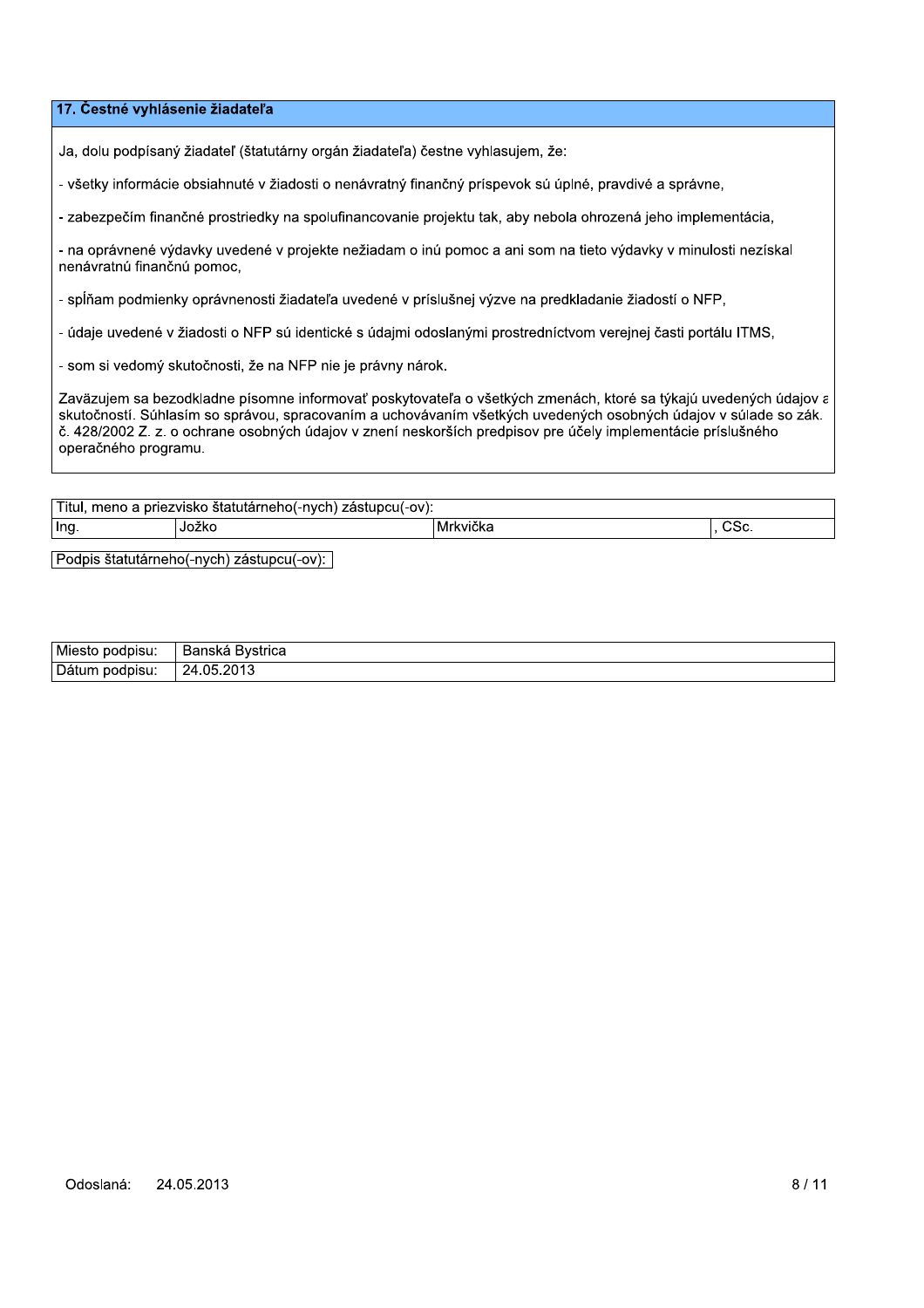## 17. Čestné vyhlásenie žiadateľa

Ja, dolu podpísaný žiadateľ (štatutárny orgán žiadateľa) čestne vyhlasujem, že:

- všetky informácie obsiahnuté v žiadosti o nenávratný finančný príspevok sú úplné, pravdivé a správne,

- zabezpečím finančné prostriedky na spolufinancovanie projektu tak, aby nebola ohrozená jeho implementácia,

- na oprávnené výdavky uvedené v projekte nežiadam o inú pomoc a ani som na tieto výdavky v minulosti nezískal nenávratnú finančnú pomoc,

- spĺňam podmienky oprávnenosti žiadateľa uvedené v príslušnej výzve na predkladanie žiadostí o NFP,

- údaje uvedené v žiadosti o NFP sú identické s údajmi odoslanými prostredníctvom verejnej časti portálu ITMS,

- som si vedomý skutočnosti, že na NFP nie je právny nárok.

Zaväzujem sa bezodkladne písomne informovať poskytovateľa o všetkých zmenách, ktoré sa týkajú uvedených údajov a skutočností. Súhlasím so správou, spracovaním a uchovávaním všetkých uvedených osobných údajov v súlade so zák. č. 428/2002 Z. z. o ochrane osobných údajov v znení neskorších predpisov pre účely implementácie príslušného operačného programu.

| Titul, meno a priezvisko štatutárneho(-nych) zástupcu(-ov): | | | |
|---|---|---|---|
| Ing. | Jožko | Mrkvička | , CSc. |

Podpis štatutárneho(-nych) zástupcu(-ov):

| Miesto podpisu: | Banská Bystrica |
|---|---|
| Dátum podpisu: | 24.05.2013 |

Odoslaná: 24.05.2013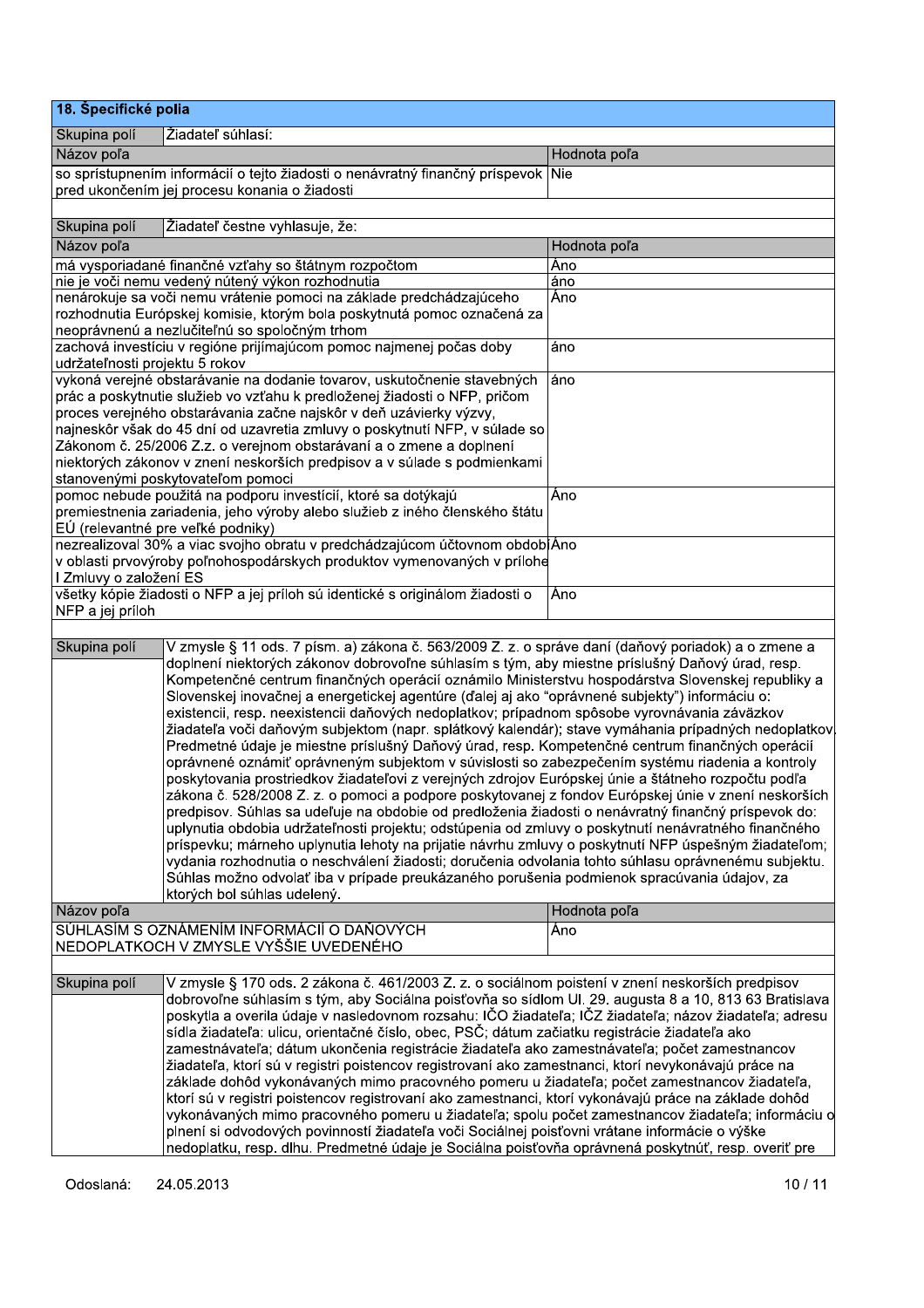## 18. Špecifické polia

| Skupina polí | Žiadateľ súhlasí: |
|---|---|

| Názov poľa | Hodnota poľa |
|---|---|
| so sprístupnením informácií o tejto žiadosti o nenávratný finančný príspevok pred ukončením jej procesu konania o žiadosti | Nie |

| Skupina polí | Žiadateľ čestne vyhlasuje, že: |
|---|---|

| Názov poľa | Hodnota poľa |
|---|---|
| má vysporiadané finančné vzťahy so štátnym rozpočtom | Áno |
| nie je voči nemu vedený nútený výkon rozhodnutia | áno |
| nenárokuje sa voči nemu vrátenie pomoci na základe predchádzajúceho rozhodnutia Európskej komisie, ktorým bola poskytnutá pomoc označená za neoprávnenú a nezlučiteľnú so spoločným trhom | Áno |
| zachová investíciu v regióne prijímajúcom pomoc najmenej počas doby udržateľnosti projektu 5 rokov | áno |
| vykoná verejné obstarávanie na dodanie tovarov, uskutočnenie stavebných prác a poskytnutie služieb vo vzťahu k predloženej žiadosti o NFP, pričom proces verejného obstarávania začne najskôr v deň uzávierky výzvy, najneskôr však do 45 dní od uzavretia zmluvy o poskytnutí NFP, v súlade so Zákonom č. 25/2006 Z.z. o verejnom obstarávaní a o zmene a doplnení niektorých zákonov v znení neskorších predpisov a v súlade s podmienkami stanovenými poskytovateľom pomoci | áno |
| pomoc nebude použitá na podporu investícií, ktoré sa dotýkajú premiestnenia zariadenia, jeho výroby alebo služieb z iného členského štátu EÚ (relevantné pre veľké podniky) | Áno |
| nezrealizoval 30% a viac svojho obratu v predchádzajúcom účtovnom období v oblasti prvovýroby poľnohospodárskych produktov vymenovaných v prílohe I Zmluvy o založení ES | Áno |
| všetky kópie žiadosti o NFP a jej príloh sú identické s originálom žiadosti o NFP a jej príloh | Áno |

| Skupina polí | V zmysle § 11 ods. 7 písm. a) zákona č. 563/2009 Z. z. o správe daní (daňový poriadok) a o zmene a doplnení niektorých zákonov dobrovoľne súhlasím s tým, aby miestne príslušný Daňový úrad, resp. Kompetenčné centrum finančných operácií oznámilo Ministerstvu hospodárstva Slovenskej republiky a Slovenskej inovačnej a energetickej agentúre (ďalej aj ako "oprávnené subjekty") informáciu o: existencii, resp. neexistencii daňových nedoplatkov; prípadnom spôsobe vyrovnávania záväzkov žiadateľa voči daňovým subjektom (napr. splátkový kalendár); stave vymáhania prípadných nedoplatkov. Predmetné údaje je miestne príslušný Daňový úrad, resp. Kompetenčné centrum finančných operácií oprávnené oznámiť oprávneným subjektom v súvislosti so zabezpečením systému riadenia a kontroly poskytovania prostriedkov žiadateľovi z verejných zdrojov Európskej únie a štátneho rozpočtu podľa zákona č. 528/2008 Z. z. o pomoci a podpore poskytovanej z fondov Európskej únie v znení neskorších predpisov. Súhlas sa udeľuje na obdobie od predloženia žiadosti o nenávratný finančný príspevok do: uplynutia obdobia udržateľnosti projektu; odstúpenia od zmluvy o poskytnutí nenávratného finančného príspevku; márneho uplynutia lehoty na prijatie návrhu zmluvy o poskytnutí NFP úspešným žiadateľom; vydania rozhodnutia o neschválení žiadosti; doručenia odvolania tohto súhlasu oprávnenému subjektu. Súhlas možno odvolať iba v prípade preukázaného porušenia podmienok spracúvania údajov, za ktorých bol súhlas udelený. |
|---|---|

| Názov poľa | Hodnota poľa |
|---|---|
| SÚHLASÍM S OZNÁMENÍM INFORMÁCIÍ O DAŇOVÝCH NEDOPLATKOCH V ZMYSLE VYŠŠIE UVEDENÉHO | Áno |

| Skupina polí | V zmysle § 170 ods. 2 zákona č. 461/2003 Z. z. o sociálnom poistení v znení neskorších predpisov dobrovoľne súhlasím s tým, aby Sociálna poisťovňa so sídlom Ul. 29. augusta 8 a 10, 813 63 Bratislava poskytla a overila údaje v nasledovnom rozsahu: IČO žiadateľa; IČZ žiadateľa; názov žiadateľa; adresu sídla žiadateľa: ulicu, orientačné číslo, obec, PSČ; dátum začiatku registrácie žiadateľa ako zamestnávateľa; dátum ukončenia registrácie žiadateľa ako zamestnávateľa; počet zamestnancov žiadateľa, ktorí sú v registri poistencov registrovaní ako zamestnanci, ktorí nevykonávajú práce na základe dohôd vykonávaných mimo pracovného pomeru u žiadateľa; počet zamestnancov žiadateľa, ktorí sú v registri poistencov registrovaní ako zamestnanci, ktorí vykonávajú práce na základe dohôd vykonávaných mimo pracovného pomeru u žiadateľa; spolu počet zamestnancov žiadateľa; informáciu o plnení si odvodových povinností žiadateľa voči Sociálnej poisťovni vrátane informácie o výške nedoplatku, resp. dlhu. Predmetné údaje je Sociálna poisťovňa oprávnená poskytnúť, resp. overiť pre |
|---|---|

Odoslaná: 24.05.2013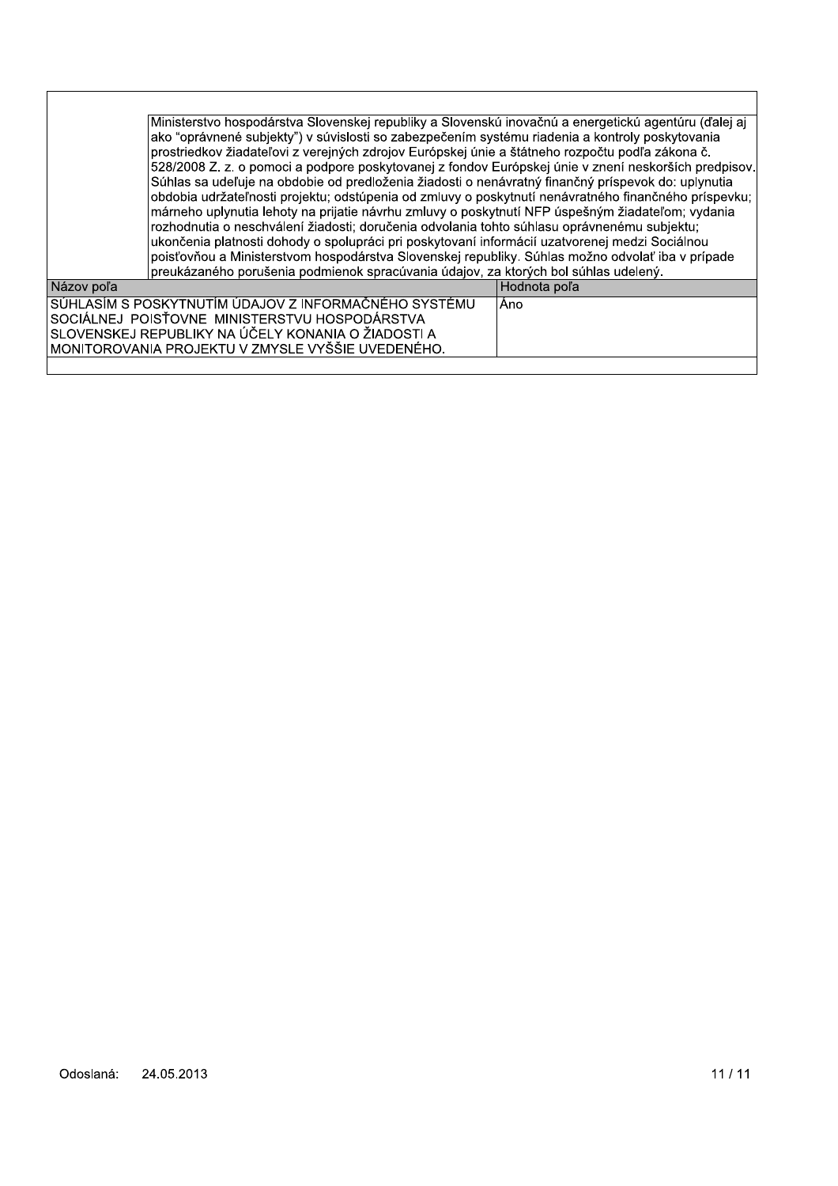Ministerstvo hospodárstva Slovenskej republiky a Slovenskú inovačnú a energetickú agentúru (ďalej aj ako "oprávnené subjekty") v súvislosti so zabezpečením systému riadenia a kontroly poskytovania prostriedkov žiadateľovi z verejných zdrojov Európskej únie a štátneho rozpočtu podľa zákona č. 528/2008 Z. z. o pomoci a podpore poskytovanej z fondov Európskej únie v znení neskorších predpisov. Súhlas sa udeľuje na obdobie od predloženia žiadosti o nenávratný finančný príspevok do: uplynutia obdobia udržateľnosti projektu; odstúpenia od zmluvy o poskytnutí nenávratného finančného príspevku; márneho uplynutia lehoty na prijatie návrhu zmluvy o poskytnutí NFP úspešným žiadateľom; vydania rozhodnutia o neschválení žiadosti; doručenia odvolania tohto súhlasu oprávnenému subjektu; ukončenia platnosti dohody o spolupráci pri poskytovaní informácií uzatvorenej medzi Sociálnou poisťovňou a Ministerstvom hospodárstva Slovenskej republiky. Súhlas možno odvolať iba v prípade preukázaného porušenia podmienok spracúvania údajov, za ktorých bol súhlas udelený.

| Názov poľa | Hodnota poľa |
|---|---|
| SÚHLASÍM S POSKYTNUTÍM ÚDAJOV Z INFORMAČNÉHO SYSTÉMU SOCIÁLNEJ POISŤOVNE MINISTERSTVU HOSPODÁRSTVA SLOVENSKEJ REPUBLIKY NA ÚČELY KONANIA O ŽIADOSTI A MONITOROVANIA PROJEKTU V ZMYSLE VYŠŠIE UVEDENÉHO. | Áno |

Odoslaná: 24.05.2013